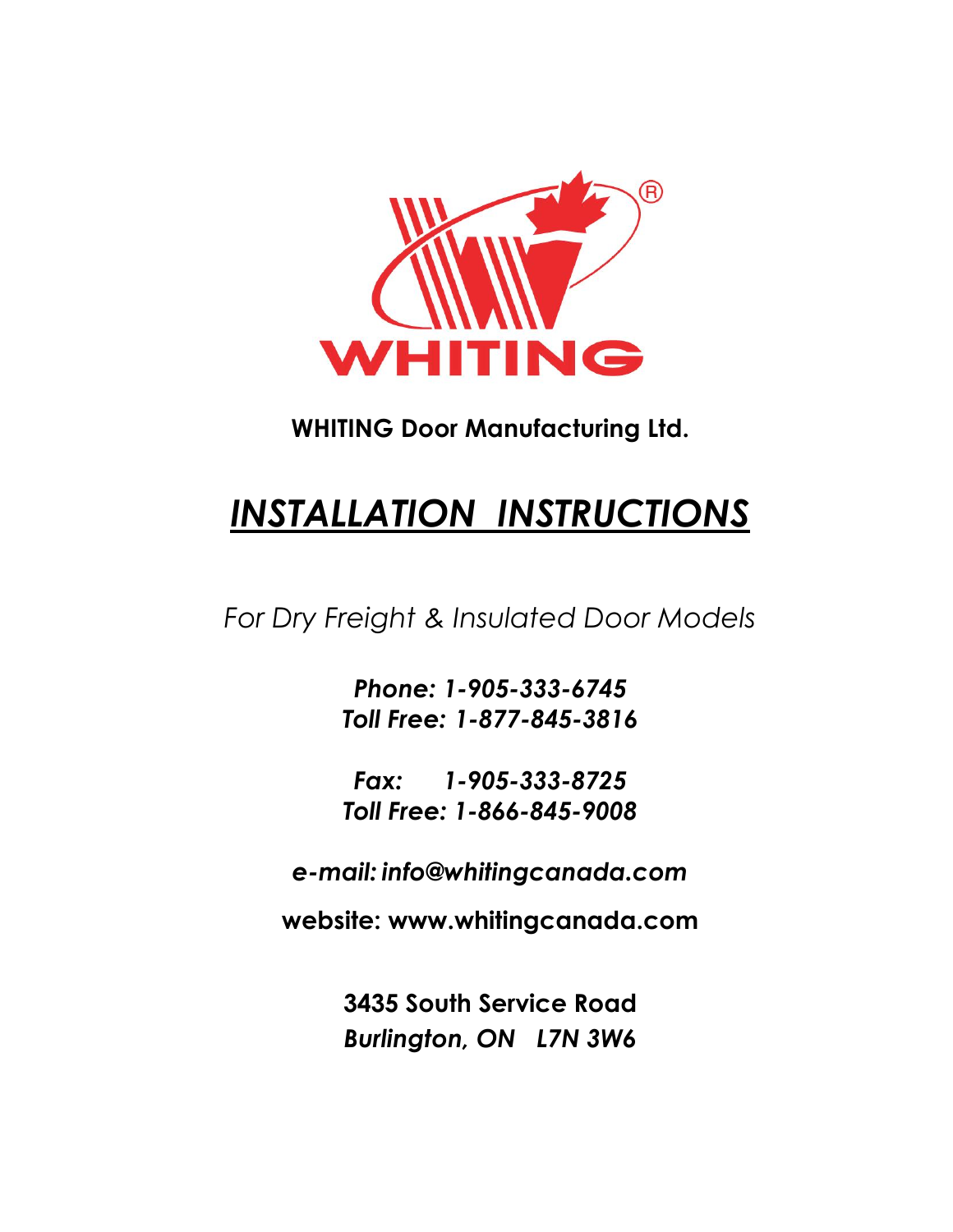WHITING

**WHITING Door Manufacturing Ltd.**

# ***INSTALLATION INSTRUCTIONS***

*For Dry Freight & Insulated Door Models*

***Phone: 1-905-333-6745***
***Toll Free: 1-877-845-3816***

***Fax: 1-905-333-8725***
***Toll Free: 1-866-845-9008***

***e-mail: info@whitingcanada.com***

**website: www.whitingcanada.com**

**3435 South Service Road**
***Burlington, ON L7N 3W6***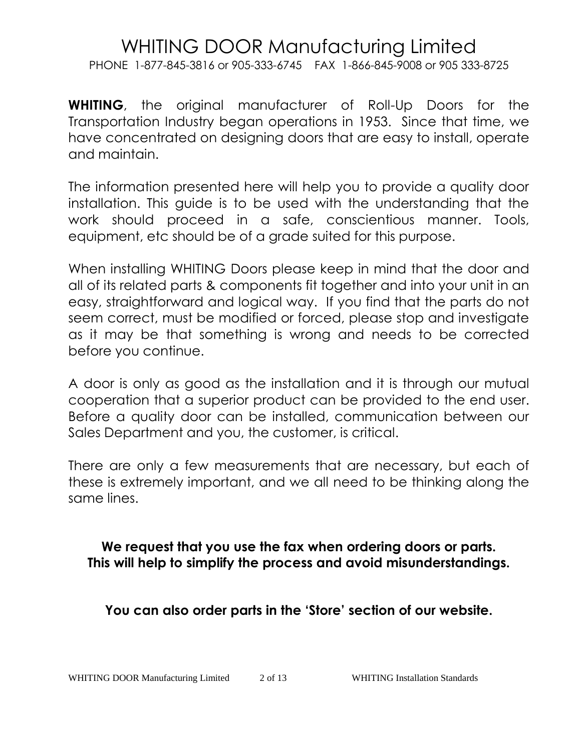# WHITING DOOR Manufacturing Limited

PHONE 1-877-845-3816 or 905-333-6745 FAX 1-866-845-9008 or 905 333-8725

**WHITING**, the original manufacturer of Roll-Up Doors for the Transportation Industry began operations in 1953. Since that time, we have concentrated on designing doors that are easy to install, operate and maintain.

The information presented here will help you to provide a quality door installation. This guide is to be used with the understanding that the work should proceed in a safe, conscientious manner. Tools, equipment, etc should be of a grade suited for this purpose.

When installing WHITING Doors please keep in mind that the door and all of its related parts & components fit together and into your unit in an easy, straightforward and logical way. If you find that the parts do not seem correct, must be modified or forced, please stop and investigate as it may be that something is wrong and needs to be corrected before you continue.

A door is only as good as the installation and it is through our mutual cooperation that a superior product can be provided to the end user. Before a quality door can be installed, communication between our Sales Department and you, the customer, is critical.

There are only a few measurements that are necessary, but each of these is extremely important, and we all need to be thinking along the same lines.

**We request that you use the fax when ordering doors or parts.**
**This will help to simplify the process and avoid misunderstandings.**

**You can also order parts in the 'Store' section of our website.**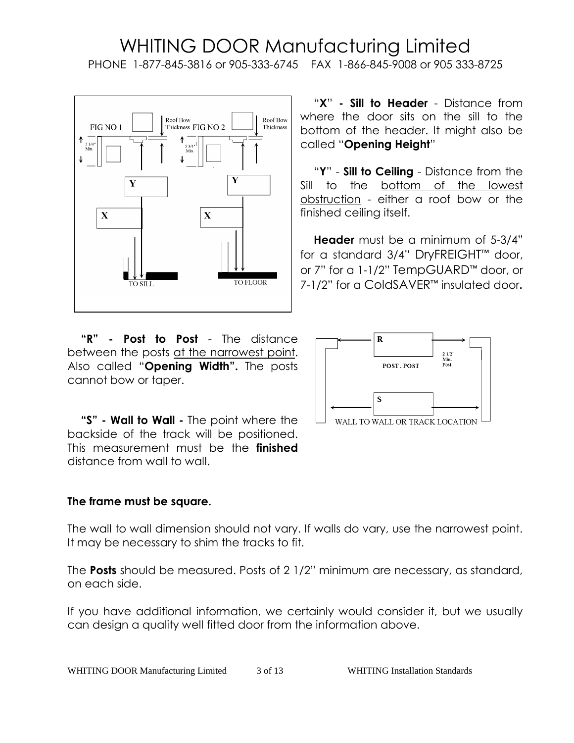# WHITING DOOR Manufacturing Limited

PHONE 1-877-845-3816 or 905-333-6745 FAX 1-866-845-9008 or 905 333-8725

"**X**" **- Sill to Header** - Distance from where the door sits on the sill to the bottom of the header. It might also be called "**Opening Height**"

"**Y**" - **Sill to Ceiling** - Distance from the Sill to the bottom of the lowest obstruction - either a roof bow or the finished ceiling itself.

**Header** must be a minimum of 5-3/4" for a standard 3/4" DryFREIGHT™ door, or 7" for a 1-1/2" TempGUARD™ door, or 7-1/2" for a ColdSAVER™ insulated door**.**

**"R" - Post to Post** - The distance between the posts at the narrowest point. Also called "**Opening Width".** The posts cannot bow or taper.

**"S" - Wall to Wall -** The point where the backside of the track will be positioned. This measurement must be the **finished** distance from wall to wall.

**The frame must be square.**

The wall to wall dimension should not vary. If walls do vary, use the narrowest point. It may be necessary to shim the tracks to fit.

The **Posts** should be measured. Posts of 2 1/2" minimum are necessary, as standard, on each side.

If you have additional information, we certainly would consider it, but we usually can design a quality well fitted door from the information above.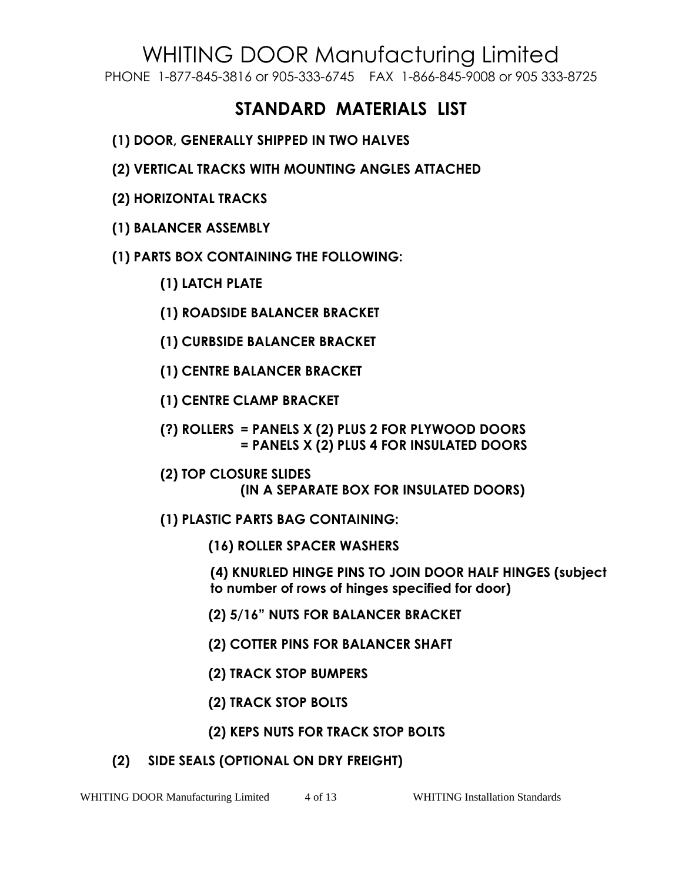# WHITING DOOR Manufacturing Limited

PHONE 1-877-845-3816 or 905-333-6745 FAX 1-866-845-9008 or 905 333-8725

## STANDARD MATERIALS LIST

- **(1) DOOR, GENERALLY SHIPPED IN TWO HALVES**
- **(2) VERTICAL TRACKS WITH MOUNTING ANGLES ATTACHED**
- **(2) HORIZONTAL TRACKS**
- **(1) BALANCER ASSEMBLY**
- **(1) PARTS BOX CONTAINING THE FOLLOWING:**
  - **(1) LATCH PLATE**
  - **(1) ROADSIDE BALANCER BRACKET**
  - **(1) CURBSIDE BALANCER BRACKET**
  - **(1) CENTRE BALANCER BRACKET**
  - **(1) CENTRE CLAMP BRACKET**
  - **(?) ROLLERS = PANELS X (2) PLUS 2 FOR PLYWOOD DOORS**
    **= PANELS X (2) PLUS 4 FOR INSULATED DOORS**
  - **(2) TOP CLOSURE SLIDES**
    **(IN A SEPARATE BOX FOR INSULATED DOORS)**
  - **(1) PLASTIC PARTS BAG CONTAINING:**
    - **(16) ROLLER SPACER WASHERS**
    - **(4) KNURLED HINGE PINS TO JOIN DOOR HALF HINGES (subject to number of rows of hinges specified for door)**
    - **(2) 5/16" NUTS FOR BALANCER BRACKET**
    - **(2) COTTER PINS FOR BALANCER SHAFT**
    - **(2) TRACK STOP BUMPERS**
    - **(2) TRACK STOP BOLTS**
    - **(2) KEPS NUTS FOR TRACK STOP BOLTS**
- **(2) SIDE SEALS (OPTIONAL ON DRY FREIGHT)**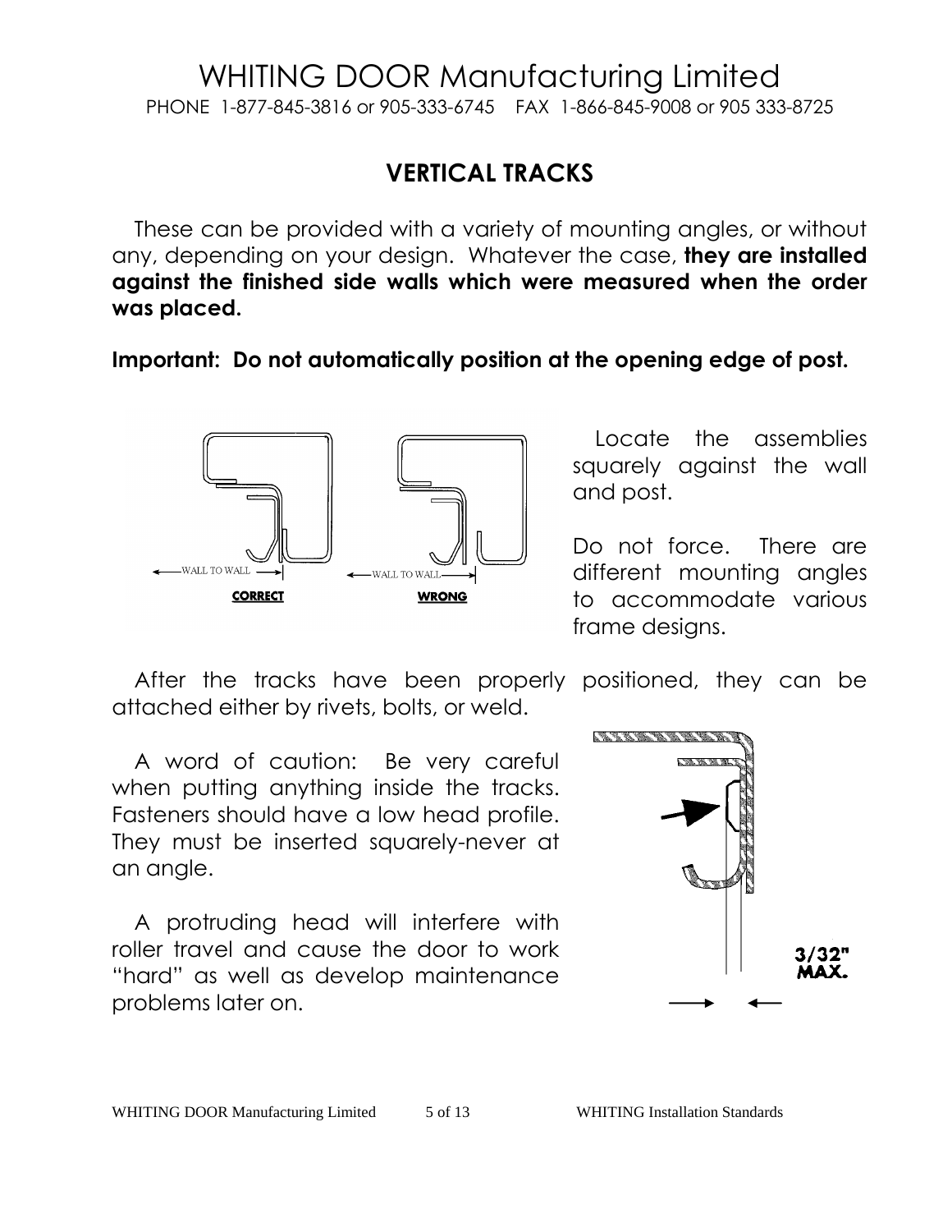# VERTICAL TRACKS

These can be provided with a variety of mounting angles, or without any, depending on your design. Whatever the case, **they are installed against the finished side walls which were measured when the order was placed.**

**Important: Do not automatically position at the opening edge of post.**

WALL TO WALL — **CORRECT**

WALL TO WALL — **WRONG**

Locate the assemblies squarely against the wall and post.

Do not force. There are different mounting angles to accommodate various frame designs.

After the tracks have been properly positioned, they can be attached either by rivets, bolts, or weld.

A word of caution: Be very careful when putting anything inside the tracks. Fasteners should have a low head profile. They must be inserted squarely-never at an angle.

A protruding head will interfere with roller travel and cause the door to work "hard" as well as develop maintenance problems later on.

3/32" MAX.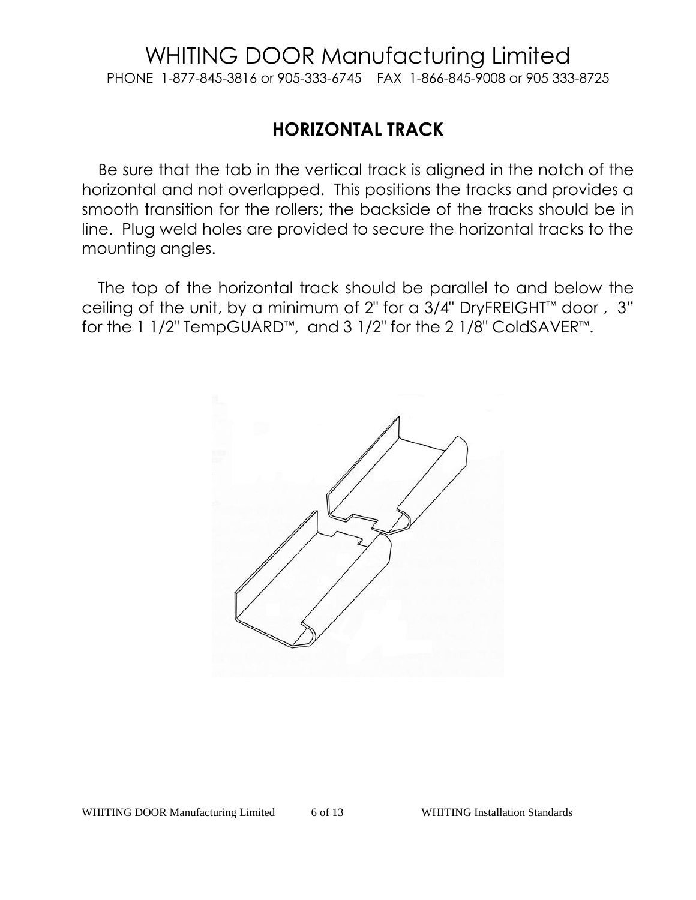## HORIZONTAL TRACK

Be sure that the tab in the vertical track is aligned in the notch of the horizontal and not overlapped. This positions the tracks and provides a smooth transition for the rollers; the backside of the tracks should be in line. Plug weld holes are provided to secure the horizontal tracks to the mounting angles.

The top of the horizontal track should be parallel to and below the ceiling of the unit, by a minimum of 2" for a 3/4" DryFREIGHT™ door , 3" for the 1 1/2" TempGUARD™, and 3 1/2" for the 2 1/8" ColdSAVER™.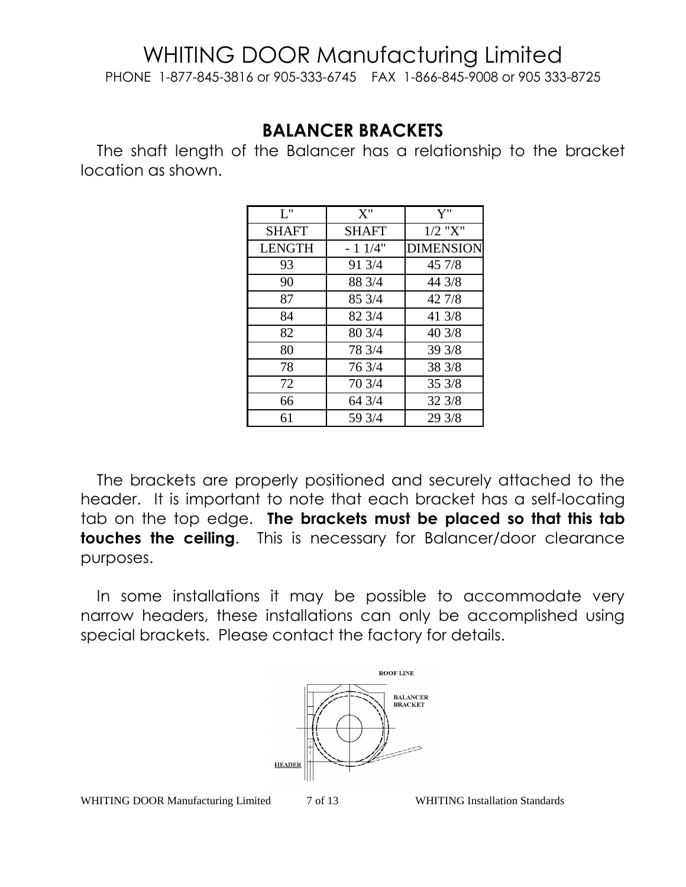# WHITING DOOR Manufacturing Limited

PHONE 1-877-845-3816 or 905-333-6745 FAX 1-866-845-9008 or 905 333-8725

## BALANCER BRACKETS

The shaft length of the Balancer has a relationship to the bracket location as shown.

| L" | X" | Y" |
|---|---|---|
| SHAFT | SHAFT | 1/2 "X" |
| LENGTH | - 1 1/4" | DIMENSION |
| 93 | 91 3/4 | 45 7/8 |
| 90 | 88 3/4 | 44 3/8 |
| 87 | 85 3/4 | 42 7/8 |
| 84 | 82 3/4 | 41 3/8 |
| 82 | 80 3/4 | 40 3/8 |
| 80 | 78 3/4 | 39 3/8 |
| 78 | 76 3/4 | 38 3/8 |
| 72 | 70 3/4 | 35 3/8 |
| 66 | 64 3/4 | 32 3/8 |
| 61 | 59 3/4 | 29 3/8 |

The brackets are properly positioned and securely attached to the header. It is important to note that each bracket has a self-locating tab on the top edge. **The brackets must be placed so that this tab touches the ceiling**. This is necessary for Balancer/door clearance purposes.

In some installations it may be possible to accommodate very narrow headers, these installations can only be accomplished using special brackets. Please contact the factory for details.

ROOF LINE

BALANCER BRACKET

HEADER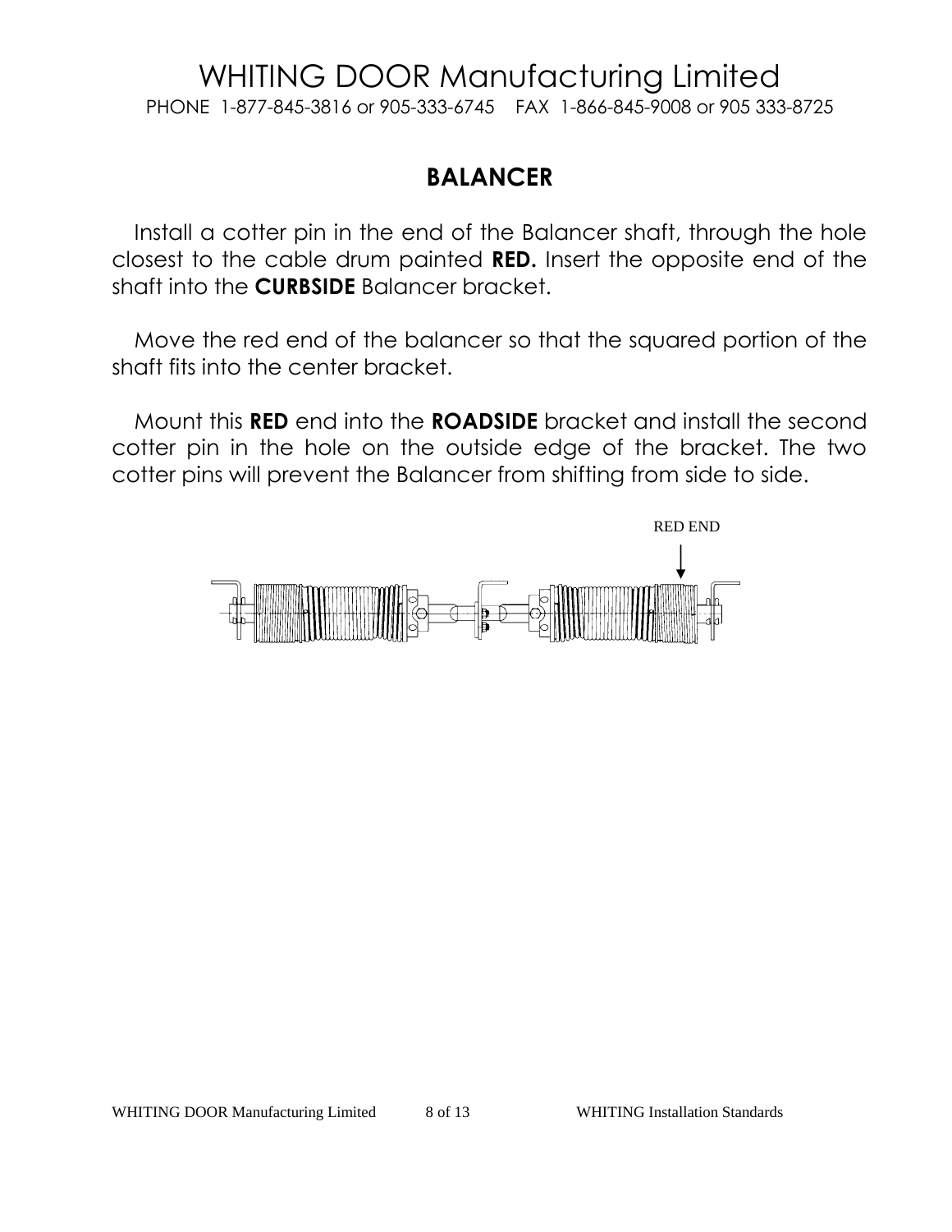# WHITING DOOR Manufacturing Limited

PHONE 1-877-845-3816 or 905-333-6745 FAX 1-866-845-9008 or 905 333-8725

## BALANCER

Install a cotter pin in the end of the Balancer shaft, through the hole closest to the cable drum painted **RED.** Insert the opposite end of the shaft into the **CURBSIDE** Balancer bracket.

Move the red end of the balancer so that the squared portion of the shaft fits into the center bracket.

Mount this **RED** end into the **ROADSIDE** bracket and install the second cotter pin in the hole on the outside edge of the bracket. The two cotter pins will prevent the Balancer from shifting from side to side.

RED END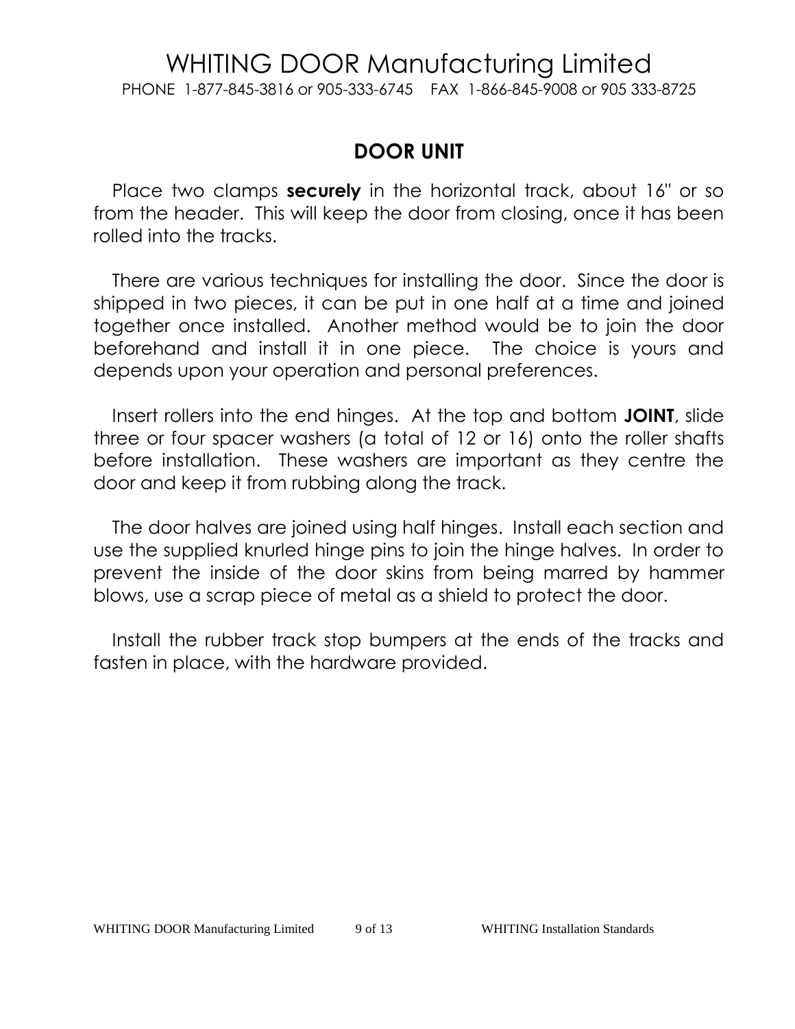# WHITING DOOR Manufacturing Limited

PHONE 1-877-845-3816 or 905-333-6745 FAX 1-866-845-9008 or 905 333-8725

## DOOR UNIT

Place two clamps **securely** in the horizontal track, about 16" or so from the header. This will keep the door from closing, once it has been rolled into the tracks.

There are various techniques for installing the door. Since the door is shipped in two pieces, it can be put in one half at a time and joined together once installed. Another method would be to join the door beforehand and install it in one piece. The choice is yours and depends upon your operation and personal preferences.

Insert rollers into the end hinges. At the top and bottom **JOINT**, slide three or four spacer washers (a total of 12 or 16) onto the roller shafts before installation. These washers are important as they centre the door and keep it from rubbing along the track.

The door halves are joined using half hinges. Install each section and use the supplied knurled hinge pins to join the hinge halves. In order to prevent the inside of the door skins from being marred by hammer blows, use a scrap piece of metal as a shield to protect the door.

Install the rubber track stop bumpers at the ends of the tracks and fasten in place, with the hardware provided.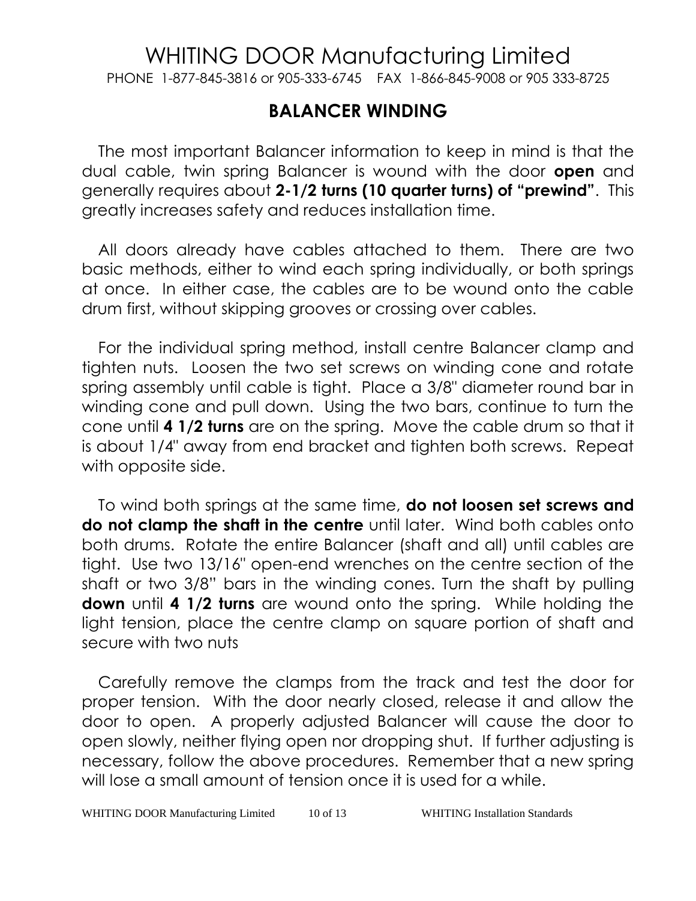# WHITING DOOR Manufacturing Limited

PHONE 1-877-845-3816 or 905-333-6745 FAX 1-866-845-9008 or 905 333-8725

## BALANCER WINDING

The most important Balancer information to keep in mind is that the dual cable, twin spring Balancer is wound with the door **open** and generally requires about **2-1/2 turns (10 quarter turns) of "prewind"**. This greatly increases safety and reduces installation time.

All doors already have cables attached to them. There are two basic methods, either to wind each spring individually, or both springs at once. In either case, the cables are to be wound onto the cable drum first, without skipping grooves or crossing over cables.

For the individual spring method, install centre Balancer clamp and tighten nuts. Loosen the two set screws on winding cone and rotate spring assembly until cable is tight. Place a 3/8" diameter round bar in winding cone and pull down. Using the two bars, continue to turn the cone until **4 1/2 turns** are on the spring. Move the cable drum so that it is about 1/4" away from end bracket and tighten both screws. Repeat with opposite side.

To wind both springs at the same time, **do not loosen set screws and do not clamp the shaft in the centre** until later. Wind both cables onto both drums. Rotate the entire Balancer (shaft and all) until cables are tight. Use two 13/16" open-end wrenches on the centre section of the shaft or two 3/8" bars in the winding cones. Turn the shaft by pulling **down** until **4 1/2 turns** are wound onto the spring. While holding the light tension, place the centre clamp on square portion of shaft and secure with two nuts

Carefully remove the clamps from the track and test the door for proper tension. With the door nearly closed, release it and allow the door to open. A properly adjusted Balancer will cause the door to open slowly, neither flying open nor dropping shut. If further adjusting is necessary, follow the above procedures. Remember that a new spring will lose a small amount of tension once it is used for a while.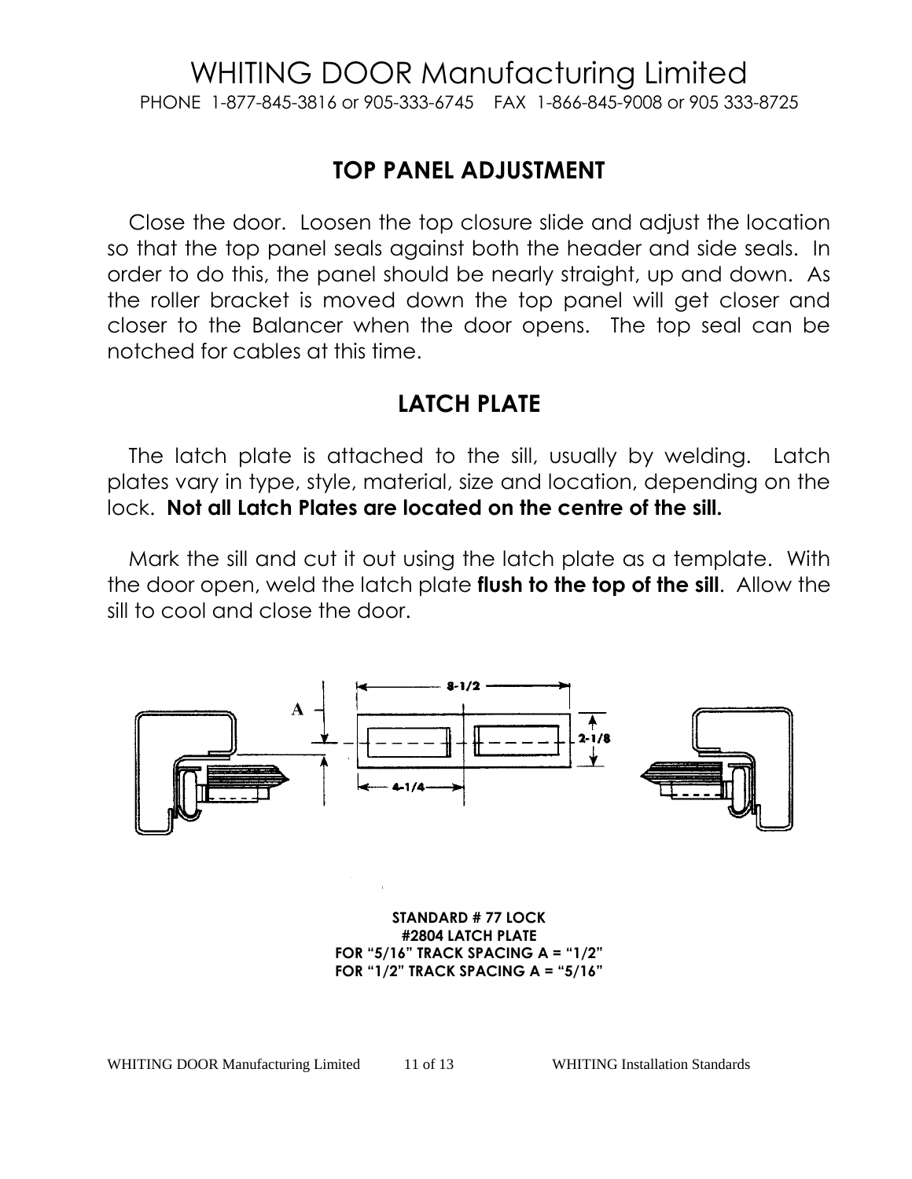WHITING DOOR Manufacturing Limited

PHONE 1-877-845-3816 or 905-333-6745 FAX 1-866-845-9008 or 905 333-8725

## TOP PANEL ADJUSTMENT

Close the door. Loosen the top closure slide and adjust the location so that the top panel seals against both the header and side seals. In order to do this, the panel should be nearly straight, up and down. As the roller bracket is moved down the top panel will get closer and closer to the Balancer when the door opens. The top seal can be notched for cables at this time.

## LATCH PLATE

The latch plate is attached to the sill, usually by welding. Latch plates vary in type, style, material, size and location, depending on the lock. **Not all Latch Plates are located on the centre of the sill.**

Mark the sill and cut it out using the latch plate as a template. With the door open, weld the latch plate **flush to the top of the sill**. Allow the sill to cool and close the door.

A

8-1/2

2-1/8

4-1/4

**STANDARD # 77 LOCK**
**#2804 LATCH PLATE**
**FOR "5/16" TRACK SPACING A = "1/2"**
**FOR "1/2" TRACK SPACING A = "5/16"**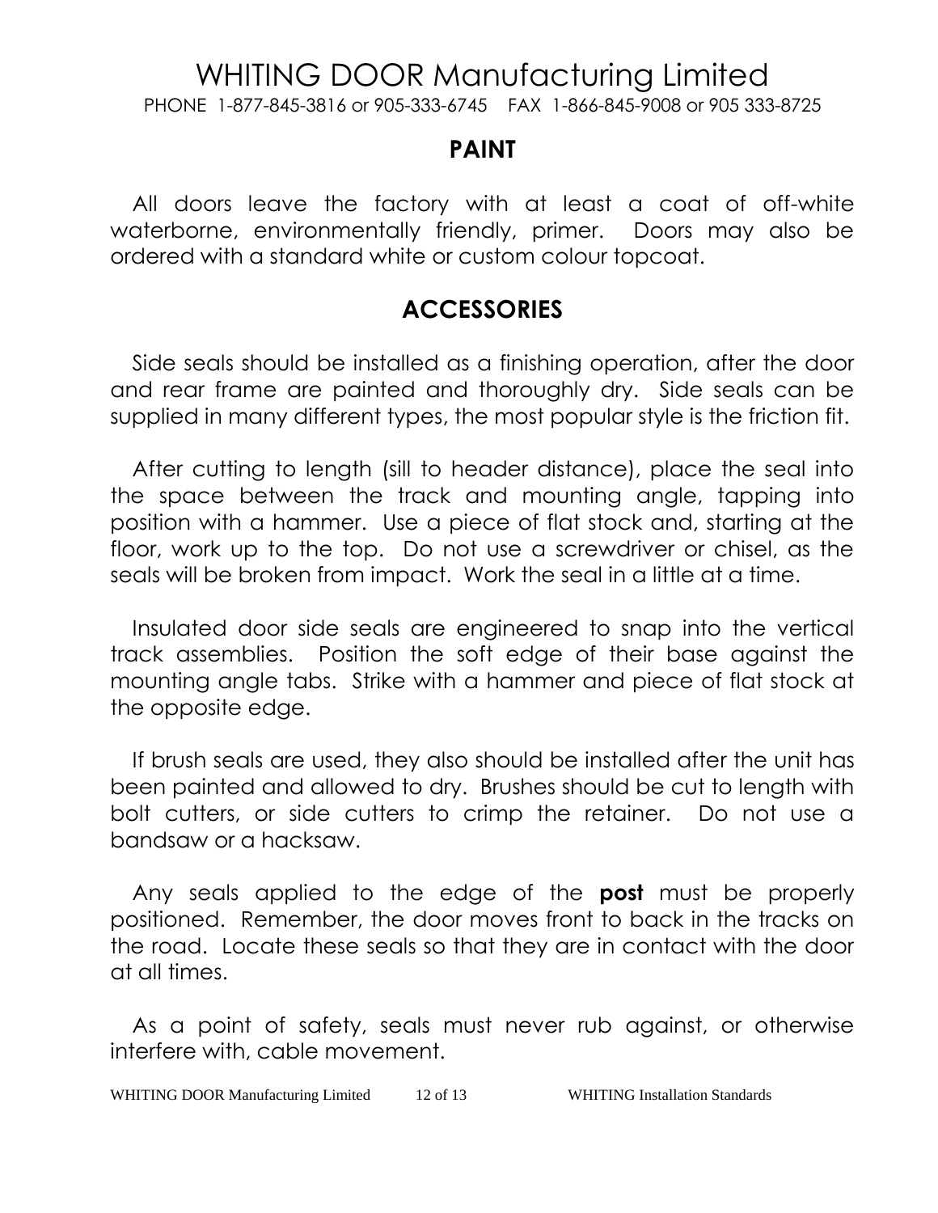# WHITING DOOR Manufacturing Limited

PHONE 1-877-845-3816 or 905-333-6745 FAX 1-866-845-9008 or 905 333-8725

## PAINT

All doors leave the factory with at least a coat of off-white waterborne, environmentally friendly, primer. Doors may also be ordered with a standard white or custom colour topcoat.

## ACCESSORIES

Side seals should be installed as a finishing operation, after the door and rear frame are painted and thoroughly dry. Side seals can be supplied in many different types, the most popular style is the friction fit.

After cutting to length (sill to header distance), place the seal into the space between the track and mounting angle, tapping into position with a hammer. Use a piece of flat stock and, starting at the floor, work up to the top. Do not use a screwdriver or chisel, as the seals will be broken from impact. Work the seal in a little at a time.

Insulated door side seals are engineered to snap into the vertical track assemblies. Position the soft edge of their base against the mounting angle tabs. Strike with a hammer and piece of flat stock at the opposite edge.

If brush seals are used, they also should be installed after the unit has been painted and allowed to dry. Brushes should be cut to length with bolt cutters, or side cutters to crimp the retainer. Do not use a bandsaw or a hacksaw.

Any seals applied to the edge of the **post** must be properly positioned. Remember, the door moves front to back in the tracks on the road. Locate these seals so that they are in contact with the door at all times.

As a point of safety, seals must never rub against, or otherwise interfere with, cable movement.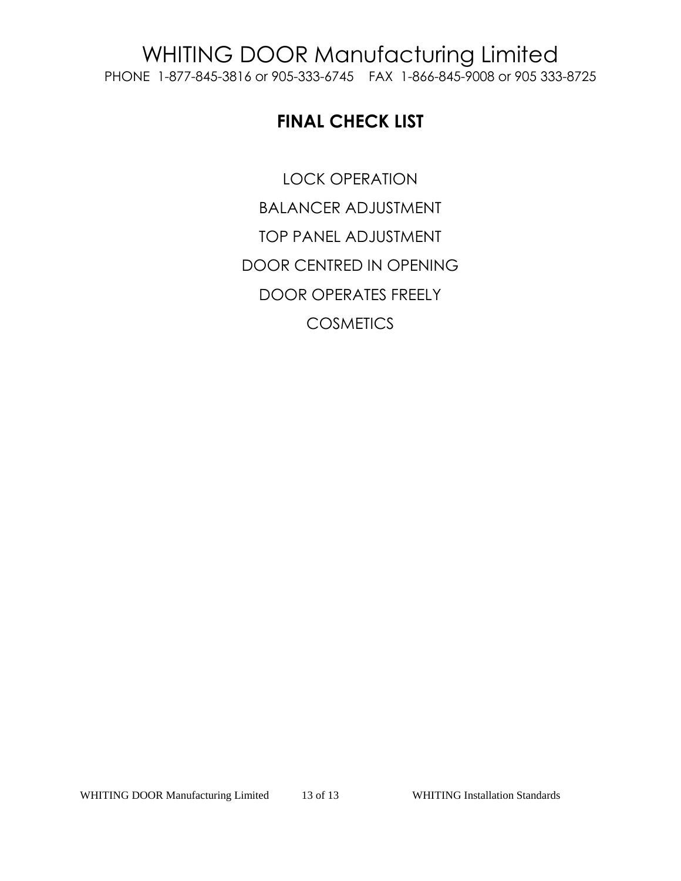# FINAL CHECK LIST

LOCK OPERATION

BALANCER ADJUSTMENT

TOP PANEL ADJUSTMENT

DOOR CENTRED IN OPENING

DOOR OPERATES FREELY

COSMETICS